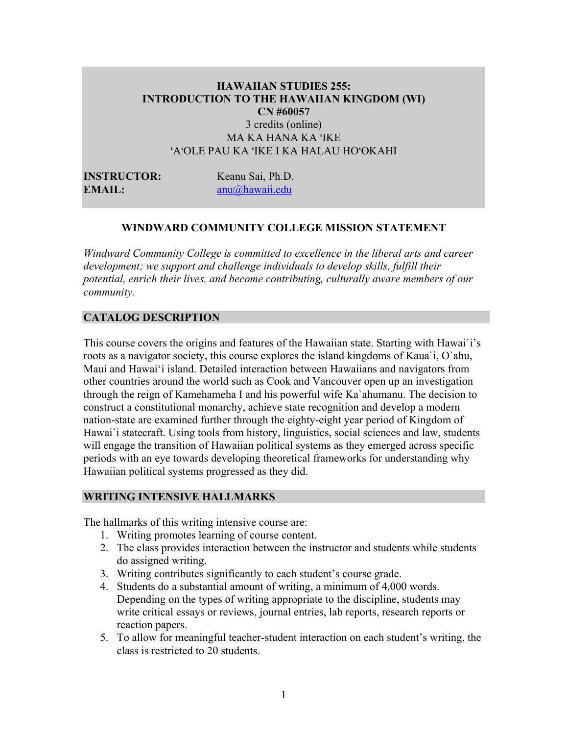# HAWAIIAN STUDIES 255: INTRODUCTION TO THE HAWAIIAN KINGDOM (WI)

**CN #60057**

3 credits (online)

MA KA HANA KA ʻIKE

ʻAʻOLE PAU KA ʻIKE I KA HALAU HOʻOKAHI

**INSTRUCTOR:** Keanu Sai, Ph.D.

**EMAIL:** anu@hawaii.edu

## WINDWARD COMMUNITY COLLEGE MISSION STATEMENT

*Windward Community College is committed to excellence in the liberal arts and career development; we support and challenge individuals to develop skills, fulfill their potential, enrich their lives, and become contributing, culturally aware members of our community.*

## CATALOG DESCRIPTION

This course covers the origins and features of the Hawaiian state. Starting with Hawai`i's roots as a navigator society, this course explores the island kingdoms of Kaua`i, O`ahu, Maui and Hawaiʻi island. Detailed interaction between Hawaiians and navigators from other countries around the world such as Cook and Vancouver open up an investigation through the reign of Kamehameha I and his powerful wife Ka`ahumanu. The decision to construct a constitutional monarchy, achieve state recognition and develop a modern nation-state are examined further through the eighty-eight year period of Kingdom of Hawai`i statecraft. Using tools from history, linguistics, social sciences and law, students will engage the transition of Hawaiian political systems as they emerged across specific periods with an eye towards developing theoretical frameworks for understanding why Hawaiian political systems progressed as they did.

## WRITING INTENSIVE HALLMARKS

The hallmarks of this writing intensive course are:

1. Writing promotes learning of course content.
2. The class provides interaction between the instructor and students while students do assigned writing.
3. Writing contributes significantly to each student's course grade.
4. Students do a substantial amount of writing, a minimum of 4,000 words. Depending on the types of writing appropriate to the discipline, students may write critical essays or reviews, journal entries, lab reports, research reports or reaction papers.
5. To allow for meaningful teacher-student interaction on each student's writing, the class is restricted to 20 students.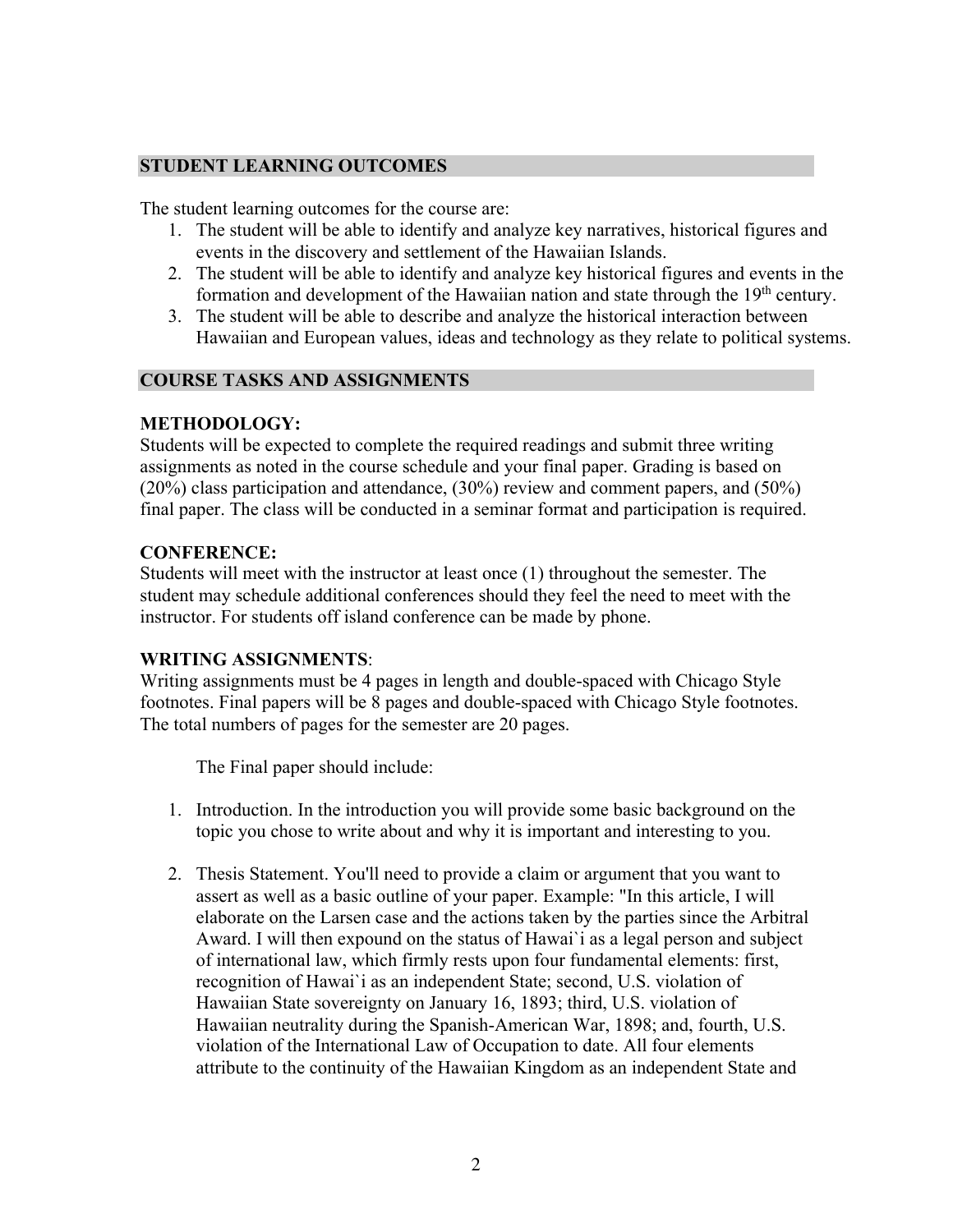## STUDENT LEARNING OUTCOMES

The student learning outcomes for the course are:

1. The student will be able to identify and analyze key narratives, historical figures and events in the discovery and settlement of the Hawaiian Islands.
2. The student will be able to identify and analyze key historical figures and events in the formation and development of the Hawaiian nation and state through the 19th century.
3. The student will be able to describe and analyze the historical interaction between Hawaiian and European values, ideas and technology as they relate to political systems.

## COURSE TASKS AND ASSIGNMENTS

**METHODOLOGY:**
Students will be expected to complete the required readings and submit three writing assignments as noted in the course schedule and your final paper. Grading is based on (20%) class participation and attendance, (30%) review and comment papers, and (50%) final paper. The class will be conducted in a seminar format and participation is required.

**CONFERENCE:**
Students will meet with the instructor at least once (1) throughout the semester. The student may schedule additional conferences should they feel the need to meet with the instructor. For students off island conference can be made by phone.

**WRITING ASSIGNMENTS**:
Writing assignments must be 4 pages in length and double-spaced with Chicago Style footnotes. Final papers will be 8 pages and double-spaced with Chicago Style footnotes. The total numbers of pages for the semester are 20 pages.

The Final paper should include:

1. Introduction. In the introduction you will provide some basic background on the topic you chose to write about and why it is important and interesting to you.

2. Thesis Statement. You'll need to provide a claim or argument that you want to assert as well as a basic outline of your paper. Example: "In this article, I will elaborate on the Larsen case and the actions taken by the parties since the Arbitral Award. I will then expound on the status of Hawai`i as a legal person and subject of international law, which firmly rests upon four fundamental elements: first, recognition of Hawai`i as an independent State; second, U.S. violation of Hawaiian State sovereignty on January 16, 1893; third, U.S. violation of Hawaiian neutrality during the Spanish-American War, 1898; and, fourth, U.S. violation of the International Law of Occupation to date. All four elements attribute to the continuity of the Hawaiian Kingdom as an independent State and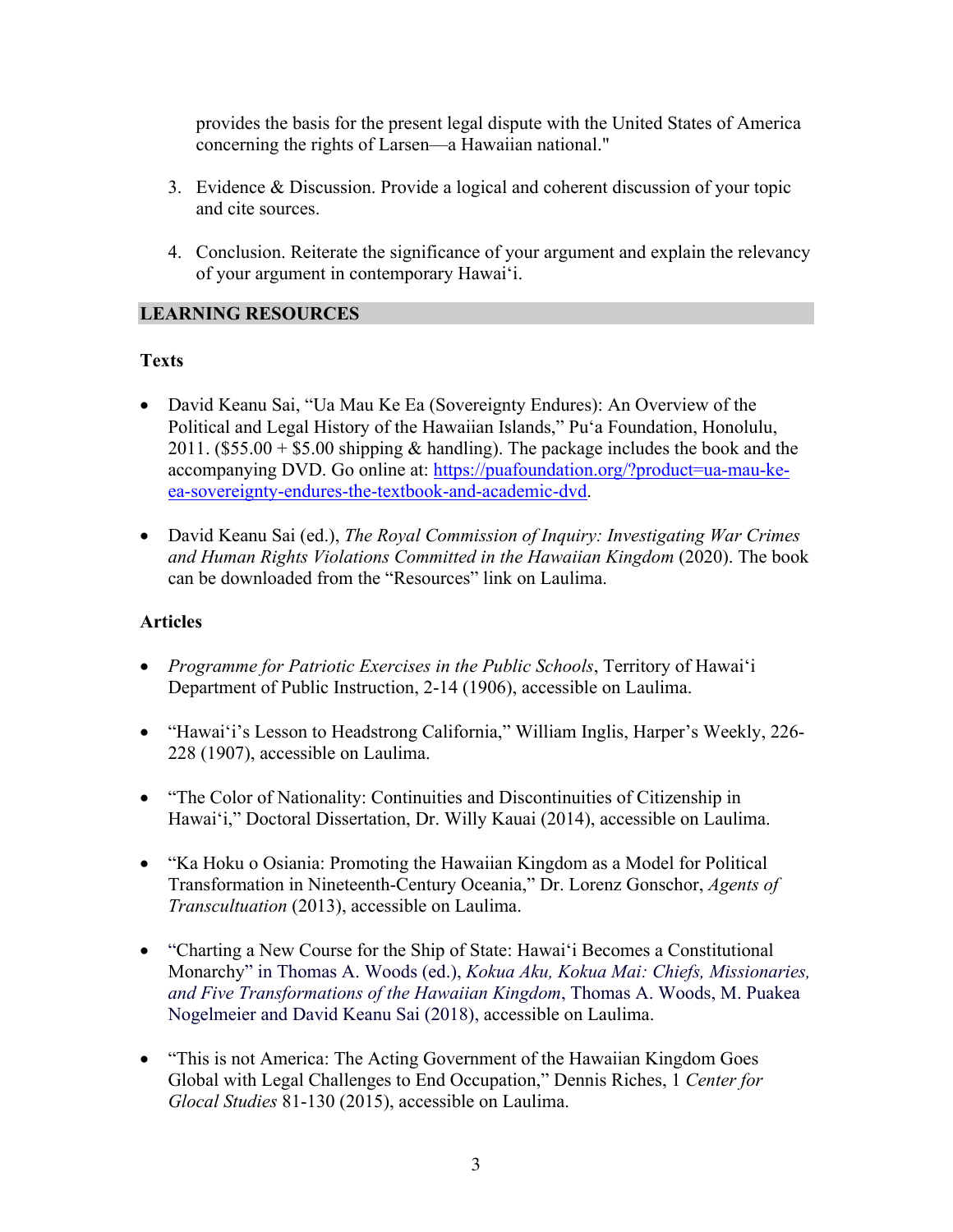provides the basis for the present legal dispute with the United States of America concerning the rights of Larsen—a Hawaiian national."

3. Evidence & Discussion. Provide a logical and coherent discussion of your topic and cite sources.

4. Conclusion. Reiterate the significance of your argument and explain the relevancy of your argument in contemporary Hawai‘i.

## LEARNING RESOURCES

### Texts

- David Keanu Sai, "Ua Mau Ke Ea (Sovereignty Endures): An Overview of the Political and Legal History of the Hawaiian Islands," Pu‘a Foundation, Honolulu, 2011. ($55.00 + $5.00 shipping & handling). The package includes the book and the accompanying DVD. Go online at: [https://puafoundation.org/?product=ua-mau-ke-ea-sovereignty-endures-the-textbook-and-academic-dvd](https://puafoundation.org/?product=ua-mau-ke-ea-sovereignty-endures-the-textbook-and-academic-dvd).

- David Keanu Sai (ed.), *The Royal Commission of Inquiry: Investigating War Crimes and Human Rights Violations Committed in the Hawaiian Kingdom* (2020). The book can be downloaded from the "Resources" link on Laulima.

### Articles

- *Programme for Patriotic Exercises in the Public Schools*, Territory of Hawai‘i Department of Public Instruction, 2-14 (1906), accessible on Laulima.

- "Hawai‘i's Lesson to Headstrong California," William Inglis, Harper's Weekly, 226-228 (1907), accessible on Laulima.

- "The Color of Nationality: Continuities and Discontinuities of Citizenship in Hawai‘i," Doctoral Dissertation, Dr. Willy Kauai (2014), accessible on Laulima.

- "Ka Hoku o Osiania: Promoting the Hawaiian Kingdom as a Model for Political Transformation in Nineteenth-Century Oceania," Dr. Lorenz Gonschor, *Agents of Transcultuation* (2013), accessible on Laulima.

- "Charting a New Course for the Ship of State: Hawai‘i Becomes a Constitutional Monarchy" in Thomas A. Woods (ed.), *Kokua Aku, Kokua Mai: Chiefs, Missionaries, and Five Transformations of the Hawaiian Kingdom*, Thomas A. Woods, M. Puakea Nogelmeier and David Keanu Sai (2018), accessible on Laulima.

- "This is not America: The Acting Government of the Hawaiian Kingdom Goes Global with Legal Challenges to End Occupation," Dennis Riches, 1 *Center for Glocal Studies* 81-130 (2015), accessible on Laulima.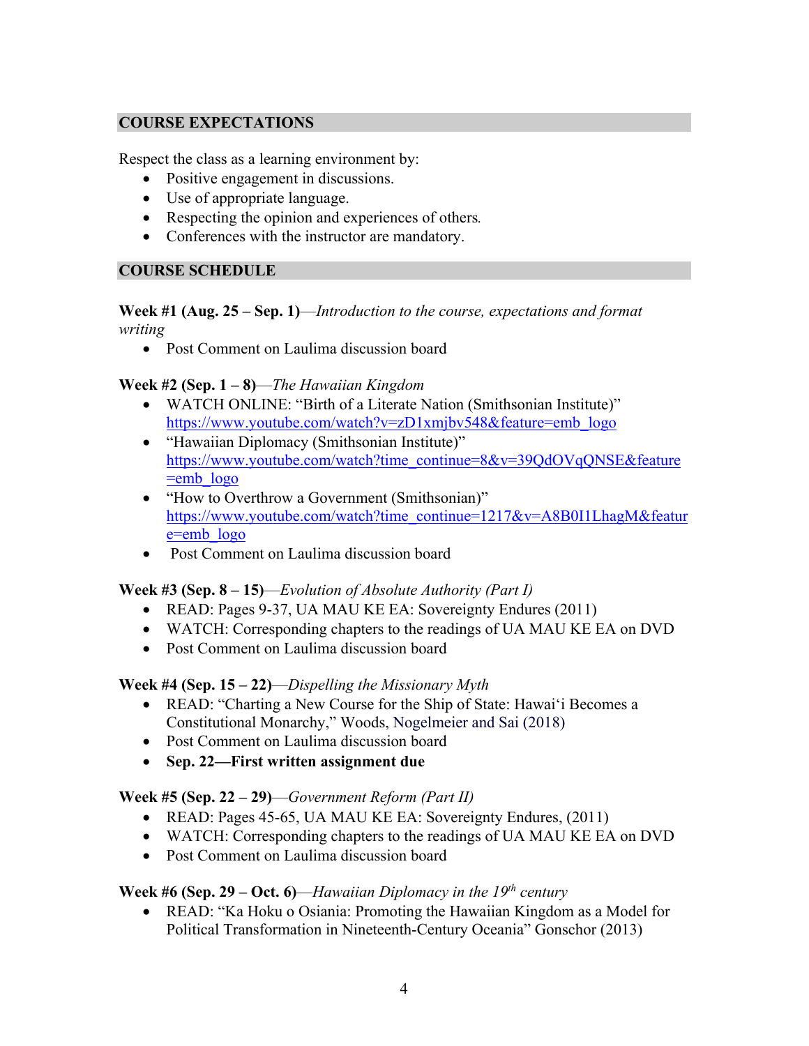## COURSE EXPECTATIONS

Respect the class as a learning environment by:

- Positive engagement in discussions.
- Use of appropriate language.
- Respecting the opinion and experiences of others.
- Conferences with the instructor are mandatory.

## COURSE SCHEDULE

**Week #1 (Aug. 25 – Sep. 1)**—*Introduction to the course, expectations and format writing*

- Post Comment on Laulima discussion board

**Week #2 (Sep. 1 – 8)**—*The Hawaiian Kingdom*

- WATCH ONLINE: "Birth of a Literate Nation (Smithsonian Institute)" https://www.youtube.com/watch?v=zD1xmjbv548&feature=emb_logo
- "Hawaiian Diplomacy (Smithsonian Institute)" https://www.youtube.com/watch?time_continue=8&v=39QdOVqQNSE&feature=emb_logo
- "How to Overthrow a Government (Smithsonian)" https://www.youtube.com/watch?time_continue=1217&v=A8B0I1LhagM&feature=emb_logo
- Post Comment on Laulima discussion board

**Week #3 (Sep. 8 – 15)**—*Evolution of Absolute Authority (Part I)*

- READ: Pages 9-37, UA MAU KE EA: Sovereignty Endures (2011)
- WATCH: Corresponding chapters to the readings of UA MAU KE EA on DVD
- Post Comment on Laulima discussion board

**Week #4 (Sep. 15 – 22)**—*Dispelling the Missionary Myth*

- READ: "Charting a New Course for the Ship of State: Hawaiʻi Becomes a Constitutional Monarchy," Woods, Nogelmeier and Sai (2018)
- Post Comment on Laulima discussion board
- **Sep. 22—First written assignment due**

**Week #5 (Sep. 22 – 29)**—*Government Reform (Part II)*

- READ: Pages 45-65, UA MAU KE EA: Sovereignty Endures, (2011)
- WATCH: Corresponding chapters to the readings of UA MAU KE EA on DVD
- Post Comment on Laulima discussion board

**Week #6 (Sep. 29 – Oct. 6)**—*Hawaiian Diplomacy in the 19th century*

- READ: "Ka Hoku o Osiania: Promoting the Hawaiian Kingdom as a Model for Political Transformation in Nineteenth-Century Oceania" Gonschor (2013)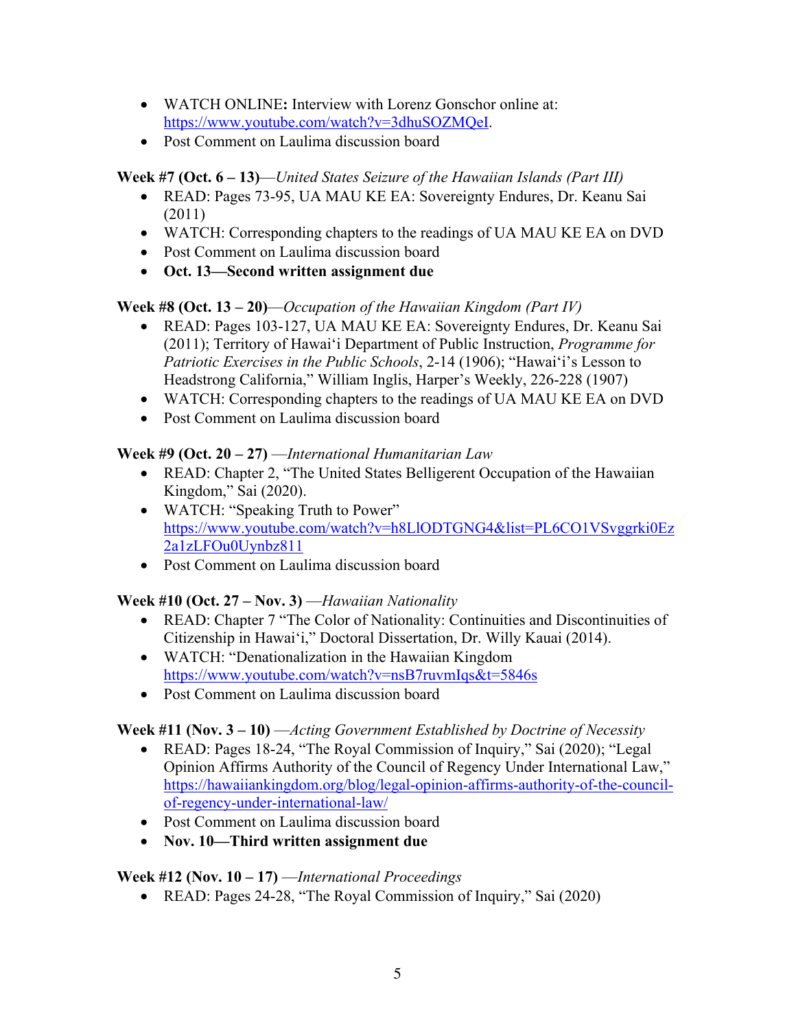- WATCH ONLINE**:** Interview with Lorenz Gonschor online at: https://www.youtube.com/watch?v=3dhuSOZMQeI.
- Post Comment on Laulima discussion board

**Week #7 (Oct. 6 – 13)**—*United States Seizure of the Hawaiian Islands (Part III)*

- READ: Pages 73-95, UA MAU KE EA: Sovereignty Endures, Dr. Keanu Sai (2011)
- WATCH: Corresponding chapters to the readings of UA MAU KE EA on DVD
- Post Comment on Laulima discussion board
- **Oct. 13—Second written assignment due**

**Week #8 (Oct. 13 – 20)**—*Occupation of the Hawaiian Kingdom (Part IV)*

- READ: Pages 103-127, UA MAU KE EA: Sovereignty Endures, Dr. Keanu Sai (2011); Territory of Hawai'i Department of Public Instruction, *Programme for Patriotic Exercises in the Public Schools*, 2-14 (1906); "Hawai'i's Lesson to Headstrong California," William Inglis, Harper's Weekly, 226-228 (1907)
- WATCH: Corresponding chapters to the readings of UA MAU KE EA on DVD
- Post Comment on Laulima discussion board

**Week #9 (Oct. 20 – 27)** —*International Humanitarian Law*

- READ: Chapter 2, "The United States Belligerent Occupation of the Hawaiian Kingdom," Sai (2020).
- WATCH: "Speaking Truth to Power" https://www.youtube.com/watch?v=h8LlODTGNG4&list=PL6CO1VSvggrki0Ez2a1zLFOu0Uynbz811
- Post Comment on Laulima discussion board

**Week #10 (Oct. 27 – Nov. 3)** —*Hawaiian Nationality*

- READ: Chapter 7 "The Color of Nationality: Continuities and Discontinuities of Citizenship in Hawai'i," Doctoral Dissertation, Dr. Willy Kauai (2014).
- WATCH: "Denationalization in the Hawaiian Kingdom https://www.youtube.com/watch?v=nsB7ruvmIqs&t=5846s
- Post Comment on Laulima discussion board

**Week #11 (Nov. 3 – 10)** —*Acting Government Established by Doctrine of Necessity*

- READ: Pages 18-24, "The Royal Commission of Inquiry," Sai (2020); "Legal Opinion Affirms Authority of the Council of Regency Under International Law," https://hawaiiankingdom.org/blog/legal-opinion-affirms-authority-of-the-council-of-regency-under-international-law/
- Post Comment on Laulima discussion board
- **Nov. 10—Third written assignment due**

**Week #12 (Nov. 10 – 17)** —*International Proceedings*

- READ: Pages 24-28, "The Royal Commission of Inquiry," Sai (2020)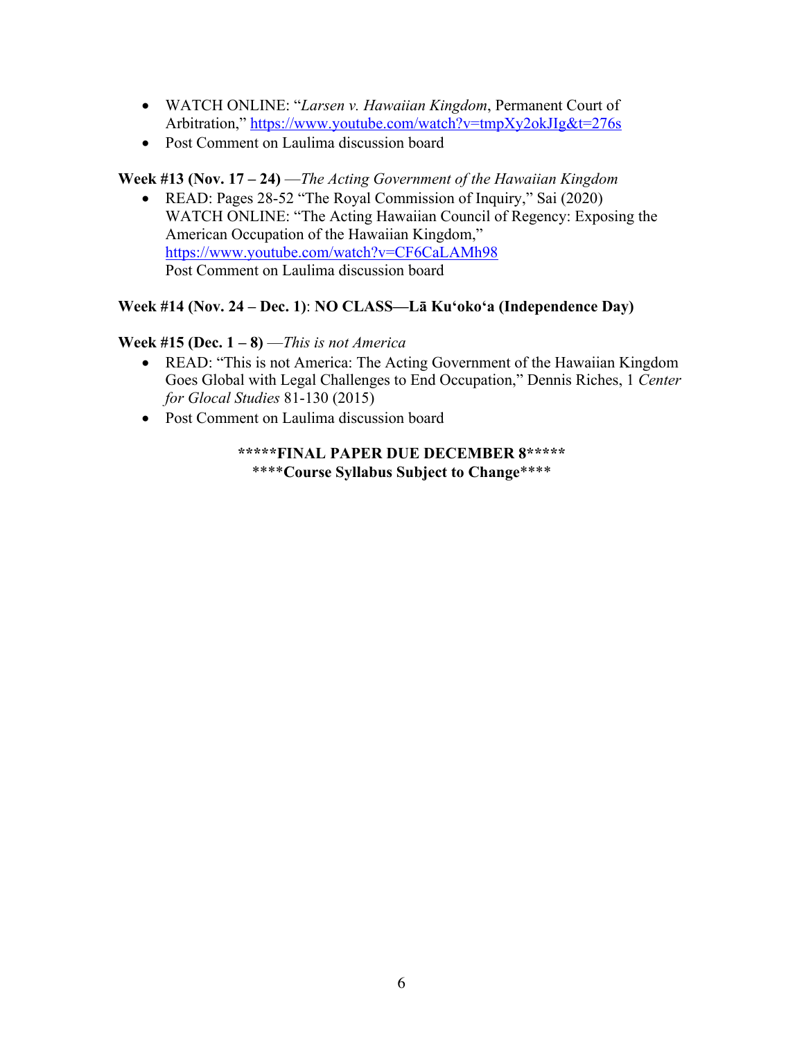- WATCH ONLINE: "*Larsen v. Hawaiian Kingdom*, Permanent Court of Arbitration," https://www.youtube.com/watch?v=tmpXy2okJIg&t=276s
- Post Comment on Laulima discussion board

**Week #13 (Nov. 17 – 24)** —*The Acting Government of the Hawaiian Kingdom*

- READ: Pages 28-52 "The Royal Commission of Inquiry," Sai (2020)
  WATCH ONLINE: "The Acting Hawaiian Council of Regency: Exposing the American Occupation of the Hawaiian Kingdom," https://www.youtube.com/watch?v=CF6CaLAMh98
  Post Comment on Laulima discussion board

**Week #14 (Nov. 24 – Dec. 1)**: **NO CLASS—Lā Kuʻokoʻa (Independence Day)**

**Week #15 (Dec. 1 – 8)** —*This is not America*

- READ: "This is not America: The Acting Government of the Hawaiian Kingdom Goes Global with Legal Challenges to End Occupation," Dennis Riches, 1 *Center for Glocal Studies* 81-130 (2015)
- Post Comment on Laulima discussion board

**\*\*\*\*\*FINAL PAPER DUE DECEMBER 8\*\*\*\*\***

**\*\*\*\*Course Syllabus Subject to Change\*\*\*\***